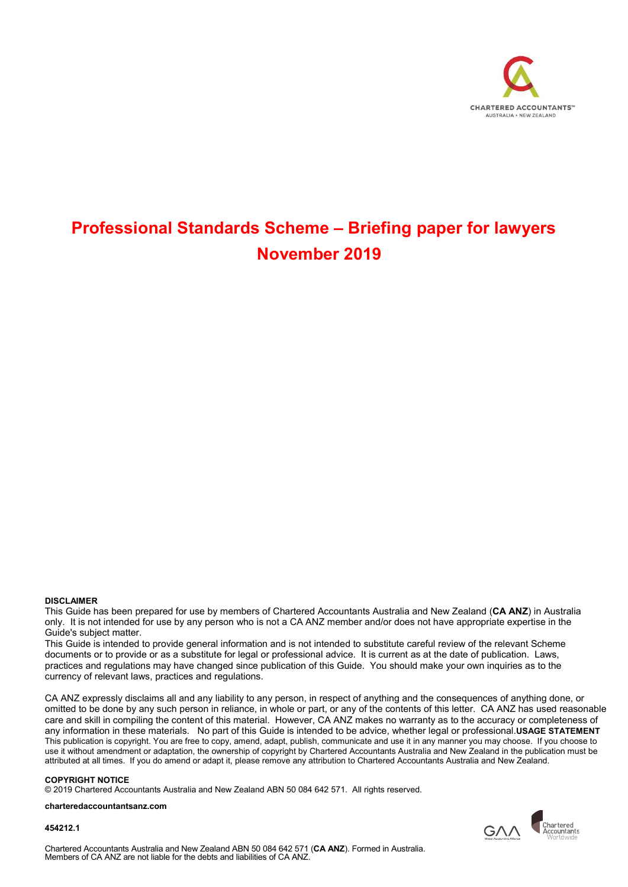CHARTERED ACCOUNTANTS™
AUSTRALIA + NEW ZEALAND

# Professional Standards Scheme – Briefing paper for lawyers
## November 2019

**DISCLAIMER**
This Guide has been prepared for use by members of Chartered Accountants Australia and New Zealand (**CA ANZ**) in Australia only. It is not intended for use by any person who is not a CA ANZ member and/or does not have appropriate expertise in the Guide's subject matter.
This Guide is intended to provide general information and is not intended to substitute careful review of the relevant Scheme documents or to provide or as a substitute for legal or professional advice. It is current as at the date of publication. Laws, practices and regulations may have changed since publication of this Guide. You should make your own inquiries as to the currency of relevant laws, practices and regulations.

CA ANZ expressly disclaims all and any liability to any person, in respect of anything and the consequences of anything done, or omitted to be done by any such person in reliance, in whole or part, or any of the contents of this letter. CA ANZ has used reasonable care and skill in compiling the content of this material. However, CA ANZ makes no warranty as to the accuracy or completeness of any information in these materials. No part of this Guide is intended to be advice, whether legal or professional.

**USAGE STATEMENT**
This publication is copyright. You are free to copy, amend, adapt, publish, communicate and use it in any manner you may choose. If you choose to use it without amendment or adaptation, the ownership of copyright by Chartered Accountants Australia and New Zealand in the publication must be attributed at all times. If you do amend or adapt it, please remove any attribution to Chartered Accountants Australia and New Zealand.

**COPYRIGHT NOTICE**
© 2019 Chartered Accountants Australia and New Zealand ABN 50 084 642 571. All rights reserved.

**charteredaccountantsanz.com**

**454212.1**

Chartered Accountants Australia and New Zealand ABN 50 084 642 571 (**CA ANZ**). Formed in Australia.
Members of CA ANZ are not liable for the debts and liabilities of CA ANZ.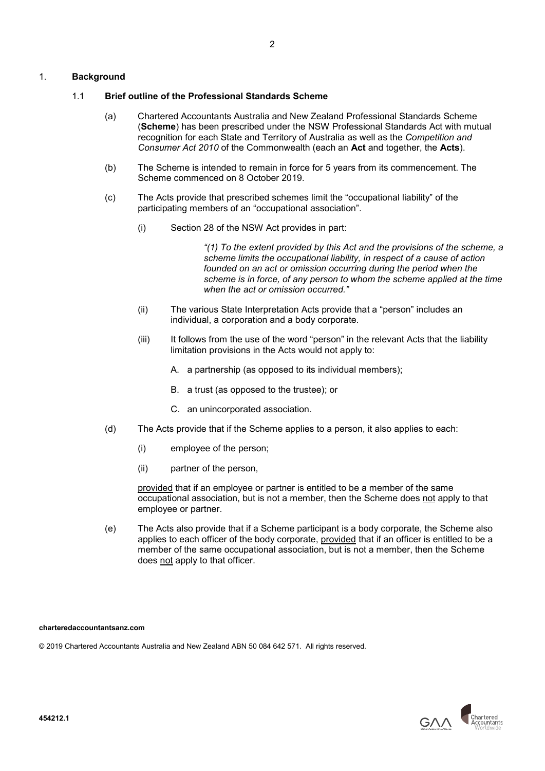## 1. **Background**

### 1.1 **Brief outline of the Professional Standards Scheme**

(a) Chartered Accountants Australia and New Zealand Professional Standards Scheme (**Scheme**) has been prescribed under the NSW Professional Standards Act with mutual recognition for each State and Territory of Australia as well as the *Competition and Consumer Act 2010* of the Commonwealth (each an **Act** and together, the **Acts**).

(b) The Scheme is intended to remain in force for 5 years from its commencement. The Scheme commenced on 8 October 2019.

(c) The Acts provide that prescribed schemes limit the "occupational liability" of the participating members of an "occupational association".

(i) Section 28 of the NSW Act provides in part:

> *"(1) To the extent provided by this Act and the provisions of the scheme, a scheme limits the occupational liability, in respect of a cause of action founded on an act or omission occurring during the period when the scheme is in force, of any person to whom the scheme applied at the time when the act or omission occurred."*

(ii) The various State Interpretation Acts provide that a "person" includes an individual, a corporation and a body corporate.

(iii) It follows from the use of the word "person" in the relevant Acts that the liability limitation provisions in the Acts would not apply to:

A. a partnership (as opposed to its individual members);

B. a trust (as opposed to the trustee); or

C. an unincorporated association.

(d) The Acts provide that if the Scheme applies to a person, it also applies to each:

(i) employee of the person;

(ii) partner of the person,

<u>provided</u> that if an employee or partner is entitled to be a member of the same occupational association, but is not a member, then the Scheme does <u>not</u> apply to that employee or partner.

(e) The Acts also provide that if a Scheme participant is a body corporate, the Scheme also applies to each officer of the body corporate, <u>provided</u> that if an officer is entitled to be a member of the same occupational association, but is not a member, then the Scheme does <u>not</u> apply to that officer.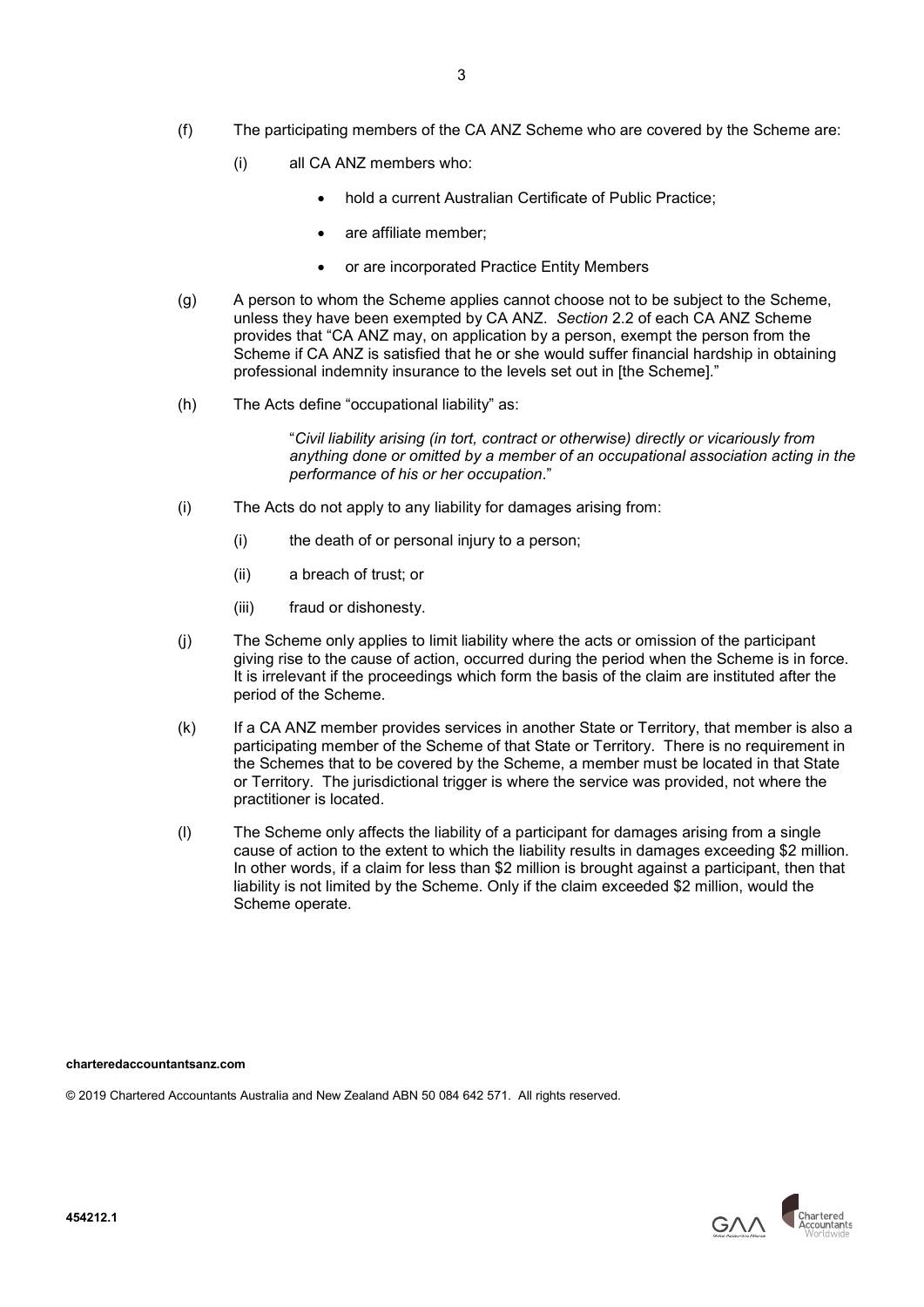(f) The participating members of the CA ANZ Scheme who are covered by the Scheme are:

   (i) all CA ANZ members who:

   - hold a current Australian Certificate of Public Practice;
   - are affiliate member;
   - or are incorporated Practice Entity Members

(g) A person to whom the Scheme applies cannot choose not to be subject to the Scheme, unless they have been exempted by CA ANZ. *Section* 2.2 of each CA ANZ Scheme provides that "CA ANZ may, on application by a person, exempt the person from the Scheme if CA ANZ is satisfied that he or she would suffer financial hardship in obtaining professional indemnity insurance to the levels set out in [the Scheme]."

(h) The Acts define "occupational liability" as:

> "*Civil liability arising (in tort, contract or otherwise) directly or vicariously from anything done or omitted by a member of an occupational association acting in the performance of his or her occupation*."

(i) The Acts do not apply to any liability for damages arising from:

   (i) the death of or personal injury to a person;

   (ii) a breach of trust; or

   (iii) fraud or dishonesty.

(j) The Scheme only applies to limit liability where the acts or omission of the participant giving rise to the cause of action, occurred during the period when the Scheme is in force. It is irrelevant if the proceedings which form the basis of the claim are instituted after the period of the Scheme.

(k) If a CA ANZ member provides services in another State or Territory, that member is also a participating member of the Scheme of that State or Territory. There is no requirement in the Schemes that to be covered by the Scheme, a member must be located in that State or Territory. The jurisdictional trigger is where the service was provided, not where the practitioner is located.

(l) The Scheme only affects the liability of a participant for damages arising from a single cause of action to the extent to which the liability results in damages exceeding $2 million. In other words, if a claim for less than $2 million is brought against a participant, then that liability is not limited by the Scheme. Only if the claim exceeded $2 million, would the Scheme operate.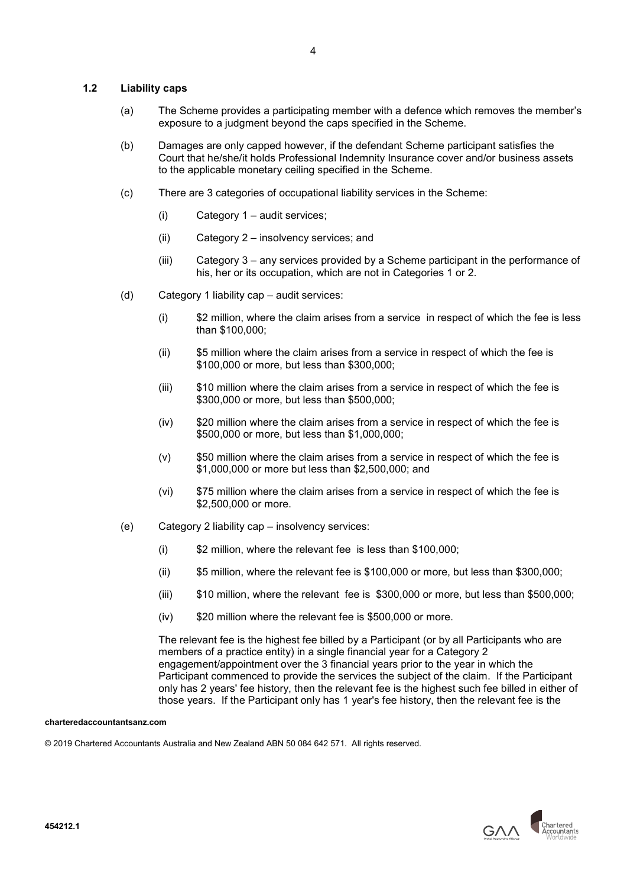### 1.2 Liability caps

(a) The Scheme provides a participating member with a defence which removes the member's exposure to a judgment beyond the caps specified in the Scheme.

(b) Damages are only capped however, if the defendant Scheme participant satisfies the Court that he/she/it holds Professional Indemnity Insurance cover and/or business assets to the applicable monetary ceiling specified in the Scheme.

(c) There are 3 categories of occupational liability services in the Scheme:

(i) Category 1 – audit services;

(ii) Category 2 – insolvency services; and

(iii) Category 3 – any services provided by a Scheme participant in the performance of his, her or its occupation, which are not in Categories 1 or 2.

(d) Category 1 liability cap – audit services:

(i) $2 million, where the claim arises from a service in respect of which the fee is less than $100,000;

(ii) $5 million where the claim arises from a service in respect of which the fee is $100,000 or more, but less than $300,000;

(iii) $10 million where the claim arises from a service in respect of which the fee is $300,000 or more, but less than $500,000;

(iv) $20 million where the claim arises from a service in respect of which the fee is $500,000 or more, but less than $1,000,000;

(v) $50 million where the claim arises from a service in respect of which the fee is $1,000,000 or more but less than $2,500,000; and

(vi) $75 million where the claim arises from a service in respect of which the fee is $2,500,000 or more.

(e) Category 2 liability cap – insolvency services:

(i) $2 million, where the relevant fee is less than $100,000;

(ii) $5 million, where the relevant fee is $100,000 or more, but less than $300,000;

(iii) $10 million, where the relevant fee is $300,000 or more, but less than $500,000;

(iv) $20 million where the relevant fee is $500,000 or more.

The relevant fee is the highest fee billed by a Participant (or by all Participants who are members of a practice entity) in a single financial year for a Category 2 engagement/appointment over the 3 financial years prior to the year in which the Participant commenced to provide the services the subject of the claim. If the Participant only has 2 years' fee history, then the relevant fee is the highest such fee billed in either of those years. If the Participant only has 1 year's fee history, then the relevant fee is the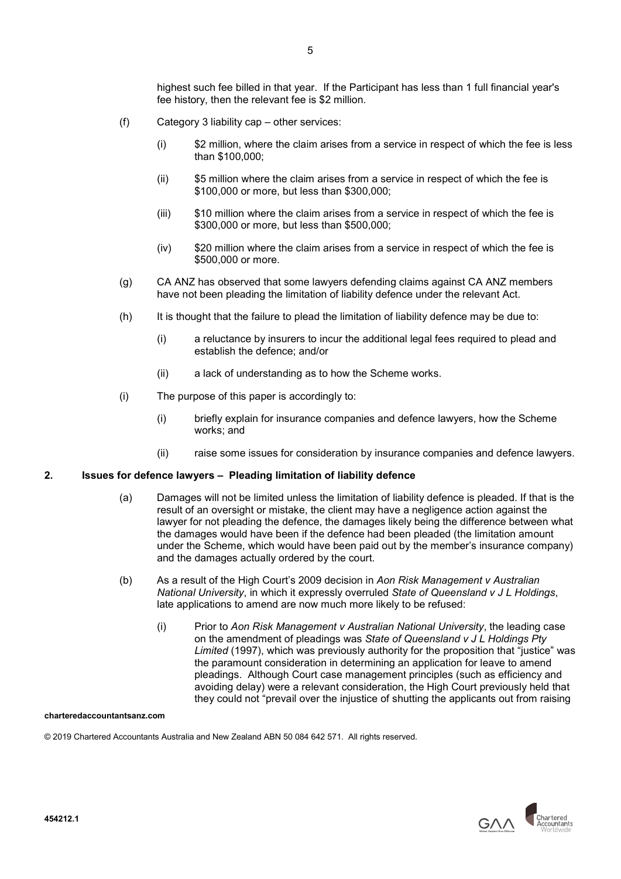highest such fee billed in that year. If the Participant has less than 1 full financial year's fee history, then the relevant fee is $2 million.

(f) Category 3 liability cap – other services:

   (i) $2 million, where the claim arises from a service in respect of which the fee is less than $100,000;

   (ii) $5 million where the claim arises from a service in respect of which the fee is $100,000 or more, but less than $300,000;

   (iii) $10 million where the claim arises from a service in respect of which the fee is $300,000 or more, but less than $500,000;

   (iv) $20 million where the claim arises from a service in respect of which the fee is $500,000 or more.

(g) CA ANZ has observed that some lawyers defending claims against CA ANZ members have not been pleading the limitation of liability defence under the relevant Act.

(h) It is thought that the failure to plead the limitation of liability defence may be due to:

   (i) a reluctance by insurers to incur the additional legal fees required to plead and establish the defence; and/or

   (ii) a lack of understanding as to how the Scheme works.

(i) The purpose of this paper is accordingly to:

   (i) briefly explain for insurance companies and defence lawyers, how the Scheme works; and

   (ii) raise some issues for consideration by insurance companies and defence lawyers.

## 2. Issues for defence lawyers – Pleading limitation of liability defence

(a) Damages will not be limited unless the limitation of liability defence is pleaded. If that is the result of an oversight or mistake, the client may have a negligence action against the lawyer for not pleading the defence, the damages likely being the difference between what the damages would have been if the defence had been pleaded (the limitation amount under the Scheme, which would have been paid out by the member's insurance company) and the damages actually ordered by the court.

(b) As a result of the High Court's 2009 decision in *Aon Risk Management v Australian National University*, in which it expressly overruled *State of Queensland v J L Holdings*, late applications to amend are now much more likely to be refused:

   (i) Prior to *Aon Risk Management v Australian National University*, the leading case on the amendment of pleadings was *State of Queensland v J L Holdings Pty Limited* (1997), which was previously authority for the proposition that "justice" was the paramount consideration in determining an application for leave to amend pleadings. Although Court case management principles (such as efficiency and avoiding delay) were a relevant consideration, the High Court previously held that they could not "prevail over the injustice of shutting the applicants out from raising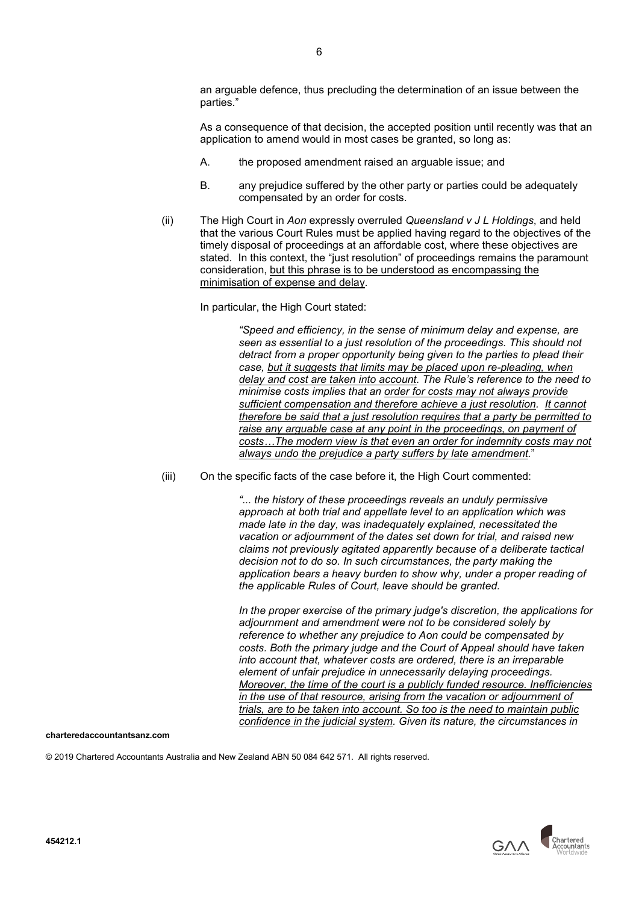an arguable defence, thus precluding the determination of an issue between the parties."

As a consequence of that decision, the accepted position until recently was that an application to amend would in most cases be granted, so long as:

A. the proposed amendment raised an arguable issue; and

B. any prejudice suffered by the other party or parties could be adequately compensated by an order for costs.

(ii) The High Court in *Aon* expressly overruled *Queensland v J L Holdings*, and held that the various Court Rules must be applied having regard to the objectives of the timely disposal of proceedings at an affordable cost, where these objectives are stated. In this context, the "just resolution" of proceedings remains the paramount consideration, <u>but this phrase is to be understood as encompassing the minimisation of expense and delay</u>.

In particular, the High Court stated:

> ***"Speed and efficiency, in the sense of minimum delay and expense, are seen as essential to a just resolution of the proceedings. This should not detract from a proper opportunity being given to the parties to plead their case, <u>but it suggests that limits may be placed upon re-pleading, when delay and cost are taken into account</u>. The Rule's reference to the need to minimise costs implies that an <u>order for costs may not always provide sufficient compensation and therefore achieve a just resolution</u>. <u>It cannot therefore be said that a just resolution requires that a party be permitted to raise any arguable case at any point in the proceedings, on payment of costs…The modern view is that even an order for indemnity costs may not always undo the prejudice a party suffers by late amendment</u>."***

(iii) On the specific facts of the case before it, the High Court commented:

> ***"... the history of these proceedings reveals an unduly permissive approach at both trial and appellate level to an application which was made late in the day, was inadequately explained, necessitated the vacation or adjournment of the dates set down for trial, and raised new claims not previously agitated apparently because of a deliberate tactical decision not to do so. In such circumstances, the party making the application bears a heavy burden to show why, under a proper reading of the applicable Rules of Court, leave should be granted.***
>
> ***In the proper exercise of the primary judge's discretion, the applications for adjournment and amendment were not to be considered solely by reference to whether any prejudice to Aon could be compensated by costs. Both the primary judge and the Court of Appeal should have taken into account that, whatever costs are ordered, there is an irreparable element of unfair prejudice in unnecessarily delaying proceedings. <u>Moreover, the time of the court is a publicly funded resource. Inefficiencies in the use of that resource, arising from the vacation or adjournment of trials, are to be taken into account. So too is the need to maintain public confidence in the judicial system</u>. Given its nature, the circumstances in***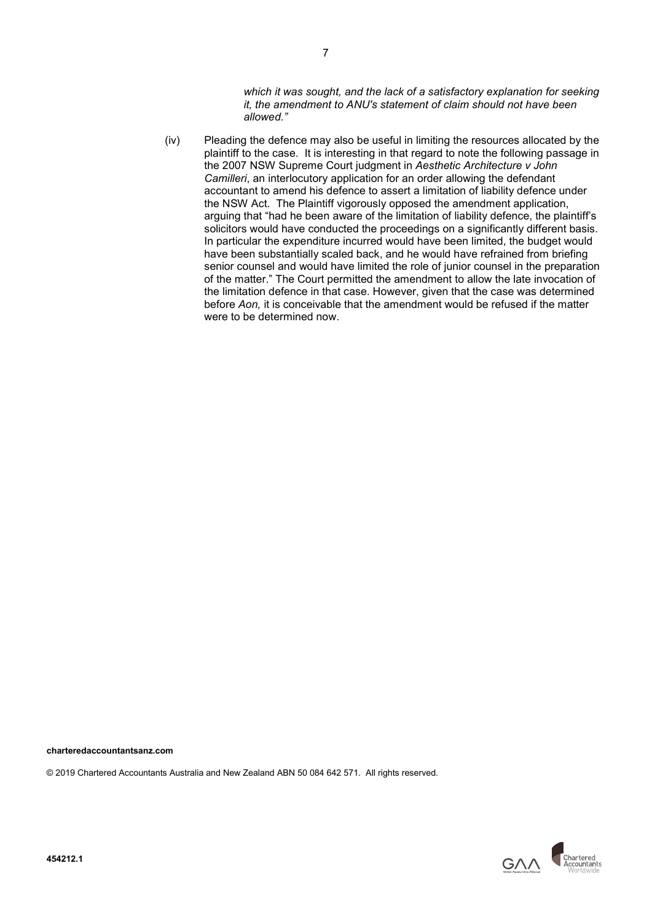*which it was sought, and the lack of a satisfactory explanation for seeking it, the amendment to ANU's statement of claim should not have been allowed."*

(iv) Pleading the defence may also be useful in limiting the resources allocated by the plaintiff to the case. It is interesting in that regard to note the following passage in the 2007 NSW Supreme Court judgment in *Aesthetic Architecture v John Camilleri*, an interlocutory application for an order allowing the defendant accountant to amend his defence to assert a limitation of liability defence under the NSW Act. The Plaintiff vigorously opposed the amendment application, arguing that "had he been aware of the limitation of liability defence, the plaintiff's solicitors would have conducted the proceedings on a significantly different basis. In particular the expenditure incurred would have been limited, the budget would have been substantially scaled back, and he would have refrained from briefing senior counsel and would have limited the role of junior counsel in the preparation of the matter." The Court permitted the amendment to allow the late invocation of the limitation defence in that case. However, given that the case was determined before *Aon,* it is conceivable that the amendment would be refused if the matter were to be determined now.